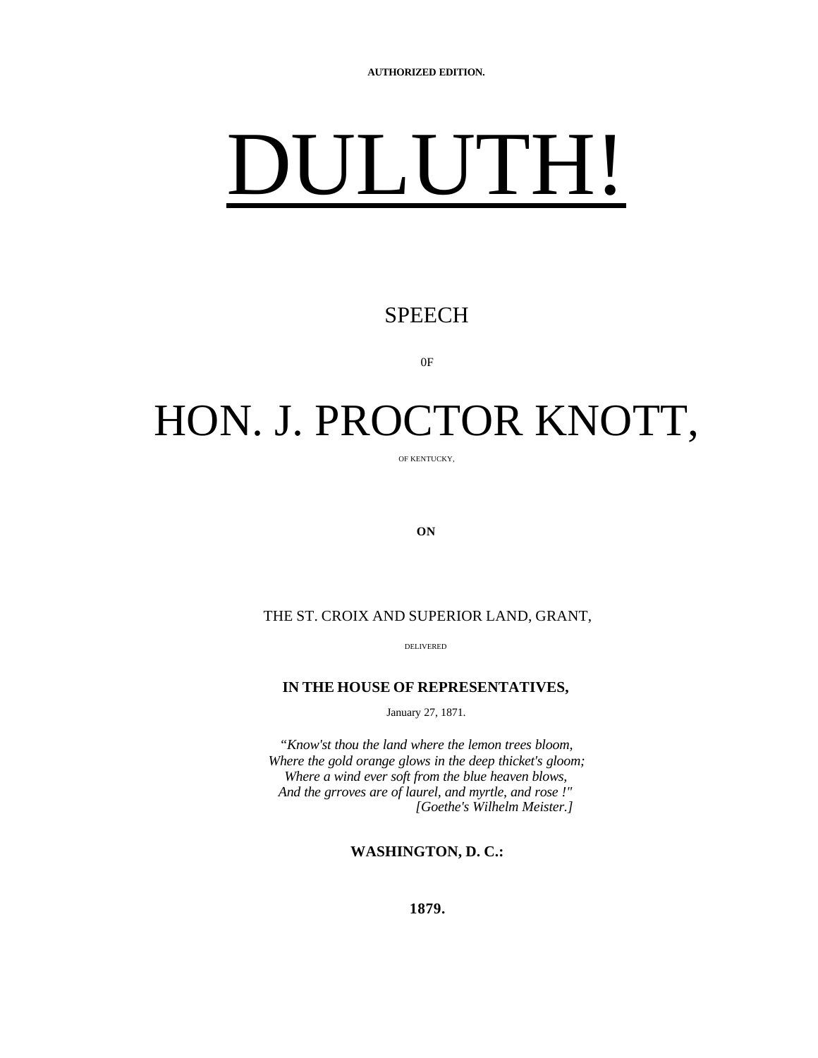**AUTHORIZED EDITION.**

# DULUTH!

## SPEECH

0F

# HON. J. PROCTOR KNOTT,

OF KENTUCKY,

**ON**

THE ST. CROIX AND SUPERIOR LAND, GRANT,

DELIVERED

**IN THE HOUSE OF REPRESENTATIVES,**

January 27, 1871.

*"Know'st thou the land where the lemon trees bloom,*
*Where the gold orange glows in the deep thicket's gloom;*
*Where a wind ever soft from the blue heaven blows,*
*And the grroves are of laurel, and myrtle, and rose !"*
*[Goethe's Wilhelm Meister.]*

**WASHINGTON, D. C.:**

**1879.**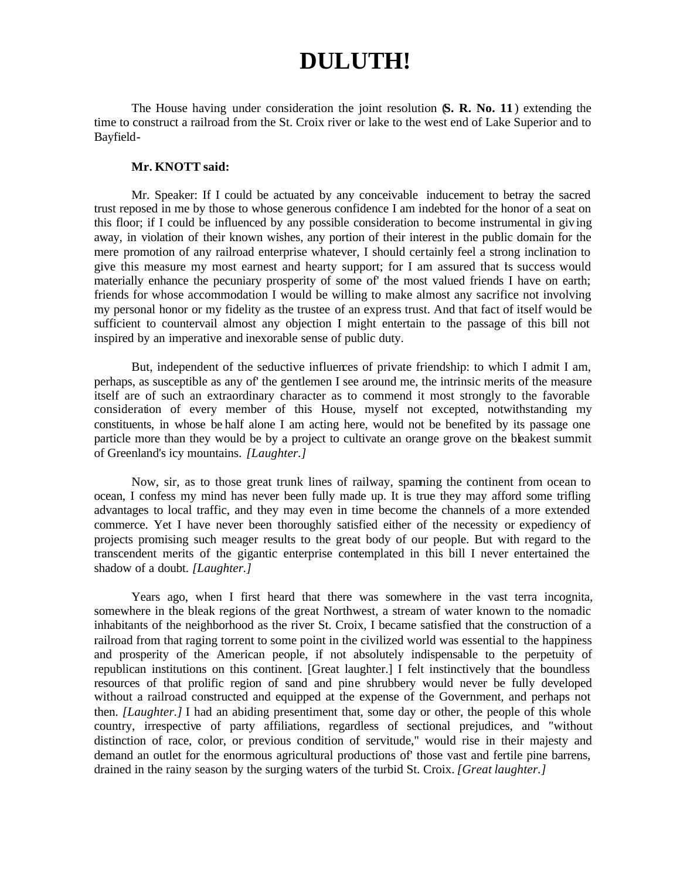# DULUTH!

The House having under consideration the joint resolution (**S. R. No. 11**) extending the time to construct a railroad from the St. Croix river or lake to the west end of Lake Superior and to Bayfield-

**Mr. KNOTT said:**

Mr. Speaker: If I could be actuated by any conceivable inducement to betray the sacred trust reposed in me by those to whose generous confidence I am indebted for the honor of a seat on this floor; if I could be influenced by any possible consideration to become instrumental in giving away, in violation of their known wishes, any portion of their interest in the public domain for the mere promotion of any railroad enterprise whatever, I should certainly feel a strong inclination to give this measure my most earnest and hearty support; for I am assured that its success would materially enhance the pecuniary prosperity of some of' the most valued friends I have on earth; friends for whose accommodation I would be willing to make almost any sacrifice not involving my personal honor or my fidelity as the trustee of an express trust. And that fact of itself would be sufficient to countervail almost any objection I might entertain to the passage of this bill not inspired by an imperative and inexorable sense of public duty.

But, independent of the seductive influences of private friendship: to which I admit I am, perhaps, as susceptible as any of' the gentlemen I see around me, the intrinsic merits of the measure itself are of such an extraordinary character as to commend it most strongly to the favorable consideration of every member of this House, myself not excepted, notwithstanding my constituents, in whose behalf alone I am acting here, would not be benefited by its passage one particle more than they would be by a project to cultivate an orange grove on the bleakest summit of Greenland's icy mountains. *[Laughter.]*

Now, sir, as to those great trunk lines of railway, spanning the continent from ocean to ocean, I confess my mind has never been fully made up. It is true they may afford some trifling advantages to local traffic, and they may even in time become the channels of a more extended commerce. Yet I have never been thoroughly satisfied either of the necessity or expediency of projects promising such meager results to the great body of our people. But with regard to the transcendent merits of the gigantic enterprise contemplated in this bill I never entertained the shadow of a doubt. *[Laughter.]*

Years ago, when I first heard that there was somewhere in the vast terra incognita, somewhere in the bleak regions of the great Northwest, a stream of water known to the nomadic inhabitants of the neighborhood as the river St. Croix, I became satisfied that the construction of a railroad from that raging torrent to some point in the civilized world was essential to the happiness and prosperity of the American people, if not absolutely indispensable to the perpetuity of republican institutions on this continent. [Great laughter.] I felt instinctively that the boundless resources of that prolific region of sand and pine shrubbery would never be fully developed without a railroad constructed and equipped at the expense of the Government, and perhaps not then. *[Laughter.]* I had an abiding presentiment that, some day or other, the people of this whole country, irrespective of party affiliations, regardless of sectional prejudices, and "without distinction of race, color, or previous condition of servitude," would rise in their majesty and demand an outlet for the enormous agricultural productions of' those vast and fertile pine barrens, drained in the rainy season by the surging waters of the turbid St. Croix. *[Great laughter.]*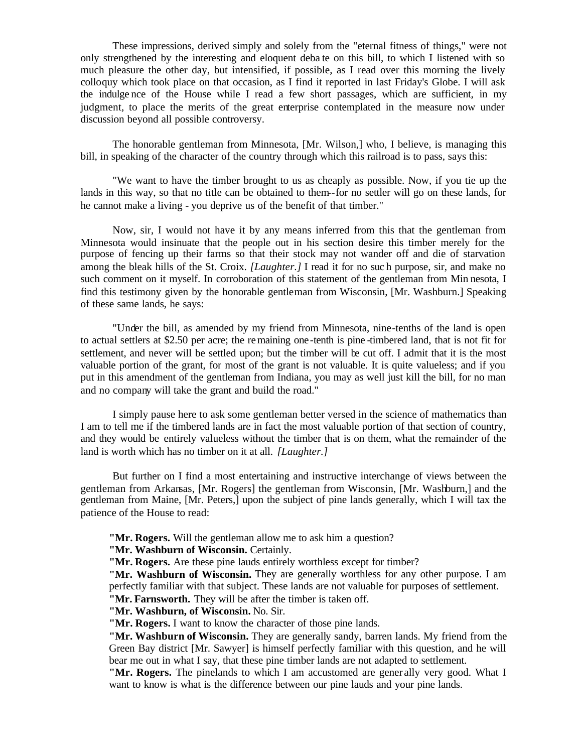These impressions, derived simply and solely from the "eternal fitness of things," were not only strengthened by the interesting and eloquent debate on this bill, to which I listened with so much pleasure the other day, but intensified, if possible, as I read over this morning the lively colloquy which took place on that occasion, as I find it reported in last Friday's Globe. I will ask the indulgence of the House while I read a few short passages, which are sufficient, in my judgment, to place the merits of the great enterprise contemplated in the measure now under discussion beyond all possible controversy.

The honorable gentleman from Minnesota, [Mr. Wilson,] who, I believe, is managing this bill, in speaking of the character of the country through which this railroad is to pass, says this:

"We want to have the timber brought to us as cheaply as possible. Now, if you tie up the lands in this way, so that no title can be obtained to them--for no settler will go on these lands, for he cannot make a living - you deprive us of the benefit of that timber."

Now, sir, I would not have it by any means inferred from this that the gentleman from Minnesota would insinuate that the people out in his section desire this timber merely for the purpose of fencing up their farms so that their stock may not wander off and die of starvation among the bleak hills of the St. Croix. *[Laughter.]* I read it for no such purpose, sir, and make no such comment on it myself. In corroboration of this statement of the gentleman from Minnesota, I find this testimony given by the honorable gentleman from Wisconsin, [Mr. Washburn.] Speaking of these same lands, he says:

"Under the bill, as amended by my friend from Minnesota, nine-tenths of the land is open to actual settlers at $2.50 per acre; the remaining one-tenth is pine-timbered land, that is not fit for settlement, and never will be settled upon; but the timber will be cut off. I admit that it is the most valuable portion of the grant, for most of the grant is not valuable. It is quite valueless; and if you put in this amendment of the gentleman from Indiana, you may as well just kill the bill, for no man and no company will take the grant and build the road."

I simply pause here to ask some gentleman better versed in the science of mathematics than I am to tell me if the timbered lands are in fact the most valuable portion of that section of country, and they would be entirely valueless without the timber that is on them, what the remainder of the land is worth which has no timber on it at all. *[Laughter.]*

But further on I find a most entertaining and instructive interchange of views between the gentleman from Arkansas, [Mr. Rogers] the gentleman from Wisconsin, [Mr. Washburn,] and the gentleman from Maine, [Mr. Peters,] upon the subject of pine lands generally, which I will tax the patience of the House to read:

> **"Mr. Rogers.** Will the gentleman allow me to ask him a question?
> **"Mr. Washburn of Wisconsin.** Certainly.
> **"Mr. Rogers.** Are these pine lauds entirely worthless except for timber?
> **"Mr. Washburn of Wisconsin.** They are generally worthless for any other purpose. I am perfectly familiar with that subject. These lands are not valuable for purposes of settlement.
> **"Mr. Farnsworth.** They will be after the timber is taken off.
> **"Mr. Washburn, of Wisconsin.** No. Sir.
> **"Mr. Rogers.** I want to know the character of those pine lands.
> **"Mr. Washburn of Wisconsin.** They are generally sandy, barren lands. My friend from the Green Bay district [Mr. Sawyer] is himself perfectly familiar with this question, and he will bear me out in what I say, that these pine timber lands are not adapted to settlement.
> **"Mr. Rogers.** The pinelands to which I am accustomed are generally very good. What I want to know is what is the difference between our pine lauds and your pine lands.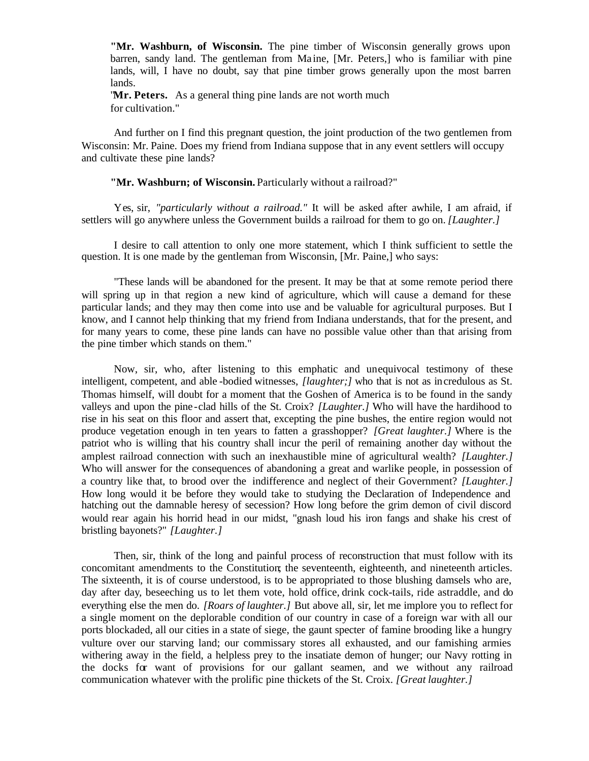**"Mr. Washburn, of Wisconsin.** The pine timber of Wisconsin generally grows upon barren, sandy land. The gentleman from Maine, [Mr. Peters,] who is familiar with pine lands, will, I have no doubt, say that pine timber grows generally upon the most barren lands.

"**Mr. Peters.** As a general thing pine lands are not worth much for cultivation."

And further on I find this pregnant question, the joint production of the two gentlemen from Wisconsin: Mr. Paine. Does my friend from Indiana suppose that in any event settlers will occupy and cultivate these pine lands?

**"Mr. Washburn; of Wisconsin.** Particularly without a railroad?"

Yes, sir, *"particularly without a railroad."* It will be asked after awhile, I am afraid, if settlers will go anywhere unless the Government builds a railroad for them to go on. *[Laughter.]*

I desire to call attention to only one more statement, which I think sufficient to settle the question. It is one made by the gentleman from Wisconsin, [Mr. Paine,] who says:

"These lands will be abandoned for the present. It may be that at some remote period there will spring up in that region a new kind of agriculture, which will cause a demand for these particular lands; and they may then come into use and be valuable for agricultural purposes. But I know, and I cannot help thinking that my friend from Indiana understands, that for the present, and for many years to come, these pine lands can have no possible value other than that arising from the pine timber which stands on them."

Now, sir, who, after listening to this emphatic and unequivocal testimony of these intelligent, competent, and able-bodied witnesses, *[laughter;]* who that is not as incredulous as St. Thomas himself, will doubt for a moment that the Goshen of America is to be found in the sandy valleys and upon the pine-clad hills of the St. Croix? *[Laughter.]* Who will have the hardihood to rise in his seat on this floor and assert that, excepting the pine bushes, the entire region would not produce vegetation enough in ten years to fatten a grasshopper? *[Great laughter.]* Where is the patriot who is willing that his country shall incur the peril of remaining another day without the amplest railroad connection with such an inexhaustible mine of agricultural wealth? *[Laughter.]* Who will answer for the consequences of abandoning a great and warlike people, in possession of a country like that, to brood over the indifference and neglect of their Government? *[Laughter.]* How long would it be before they would take to studying the Declaration of Independence and hatching out the damnable heresy of secession? How long before the grim demon of civil discord would rear again his horrid head in our midst, "gnash loud his iron fangs and shake his crest of bristling bayonets?" *[Laughter.]*

Then, sir, think of the long and painful process of reconstruction that must follow with its concomitant amendments to the Constitution; the seventeenth, eighteenth, and nineteenth articles. The sixteenth, it is of course understood, is to be appropriated to those blushing damsels who are, day after day, beseeching us to let them vote, hold office, drink cock-tails, ride astraddle, and do everything else the men do. *[Roars of laughter.]* But above all, sir, let me implore you to reflect for a single moment on the deplorable condition of our country in case of a foreign war with all our ports blockaded, all our cities in a state of siege, the gaunt specter of famine brooding like a hungry vulture over our starving land; our commissary stores all exhausted, and our famishing armies withering away in the field, a helpless prey to the insatiate demon of hunger; our Navy rotting in the docks for want of provisions for our gallant seamen, and we without any railroad communication whatever with the prolific pine thickets of the St. Croix. *[Great laughter.]*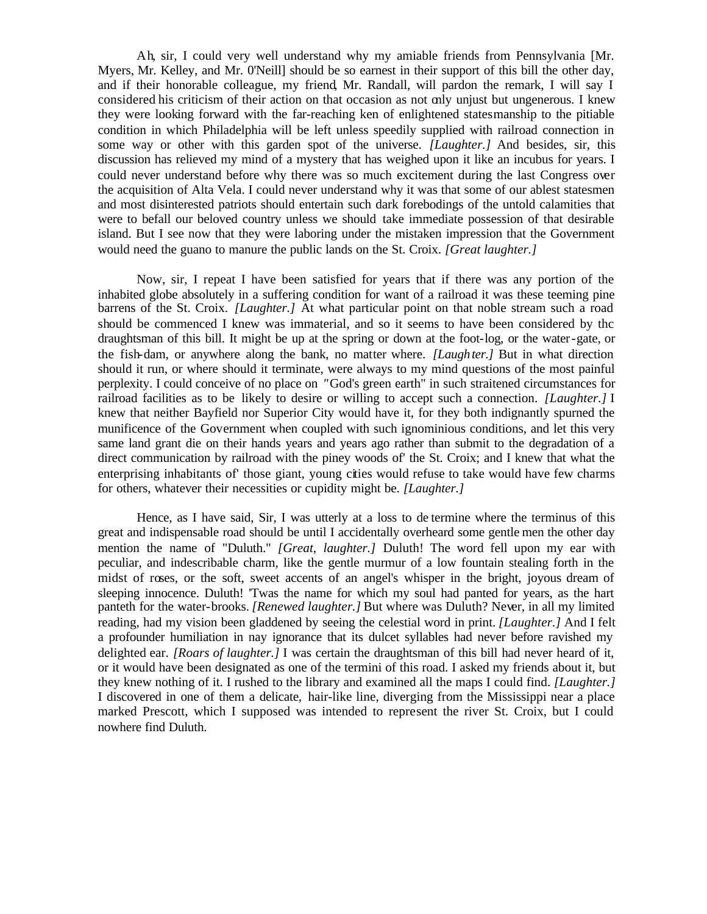Ah, sir, I could very well understand why my amiable friends from Pennsylvania [Mr. Myers, Mr. Kelley, and Mr. 0'Neill] should be so earnest in their support of this bill the other day, and if their honorable colleague, my friend, Mr. Randall, will pardon the remark, I will say I considered his criticism of their action on that occasion as not only unjust but ungenerous. I knew they were looking forward with the far-reaching ken of enlightened statesmanship to the pitiable condition in which Philadelphia will be left unless speedily supplied with railroad connection in some way or other with this garden spot of the universe. *[Laughter.]* And besides, sir, this discussion has relieved my mind of a mystery that has weighed upon it like an incubus for years. I could never understand before why there was so much excitement during the last Congress over the acquisition of Alta Vela. I could never understand why it was that some of our ablest statesmen and most disinterested patriots should entertain such dark forebodings of the untold calamities that were to befall our beloved country unless we should take immediate possession of that desirable island. But I see now that they were laboring under the mistaken impression that the Government would need the guano to manure the public lands on the St. Croix. *[Great laughter.]*

Now, sir, I repeat I have been satisfied for years that if there was any portion of the inhabited globe absolutely in a suffering condition for want of a railroad it was these teeming pine barrens of the St. Croix. *[Laughter.]* At what particular point on that noble stream such a road should be commenced I knew was immaterial, and so it seems to have been considered by thc draughtsman of this bill. It might be up at the spring or down at the foot-log, or the water-gate, or the fish-dam, or anywhere along the bank, no matter where. *[Laughter.]* But in what direction should it run, or where should it terminate, were always to my mind questions of the most painful perplexity. I could conceive of no place on "God's green earth" in such straitened circumstances for railroad facilities as to be likely to desire or willing to accept such a connection. *[Laughter.]* I knew that neither Bayfield nor Superior City would have it, for they both indignantly spurned the munificence of the Government when coupled with such ignominious conditions, and let this very same land grant die on their hands years and years ago rather than submit to the degradation of a direct communication by railroad with the piney woods of' the St. Croix; and I knew that what the enterprising inhabitants of' those giant, young cities would refuse to take would have few charms for others, whatever their necessities or cupidity might be. *[Laughter.]*

Hence, as I have said, Sir, I was utterly at a loss to determine where the terminus of this great and indispensable road should be until I accidentally overheard some gentlemen the other day mention the name of "Duluth." *[Great, laughter.]* Duluth! The word fell upon my ear with peculiar, and indescribable charm, like the gentle murmur of a low fountain stealing forth in the midst of roses, or the soft, sweet accents of an angel's whisper in the bright, joyous dream of sleeping innocence. Duluth! 'Twas the name for which my soul had panted for years, as the hart panteth for the water-brooks. *[Renewed laughter.]* But where was Duluth? Never, in all my limited reading, had my vision been gladdened by seeing the celestial word in print. *[Laughter.]* And I felt a profounder humiliation in nay ignorance that its dulcet syllables had never before ravished my delighted ear. *[Roars of laughter.]* I was certain the draughtsman of this bill had never heard of it, or it would have been designated as one of the termini of this road. I asked my friends about it, but they knew nothing of it. I rushed to the library and examined all the maps I could find. *[Laughter.]* I discovered in one of them a delicate, hair-like line, diverging from the Mississippi near a place marked Prescott, which I supposed was intended to represent the river St. Croix, but I could nowhere find Duluth.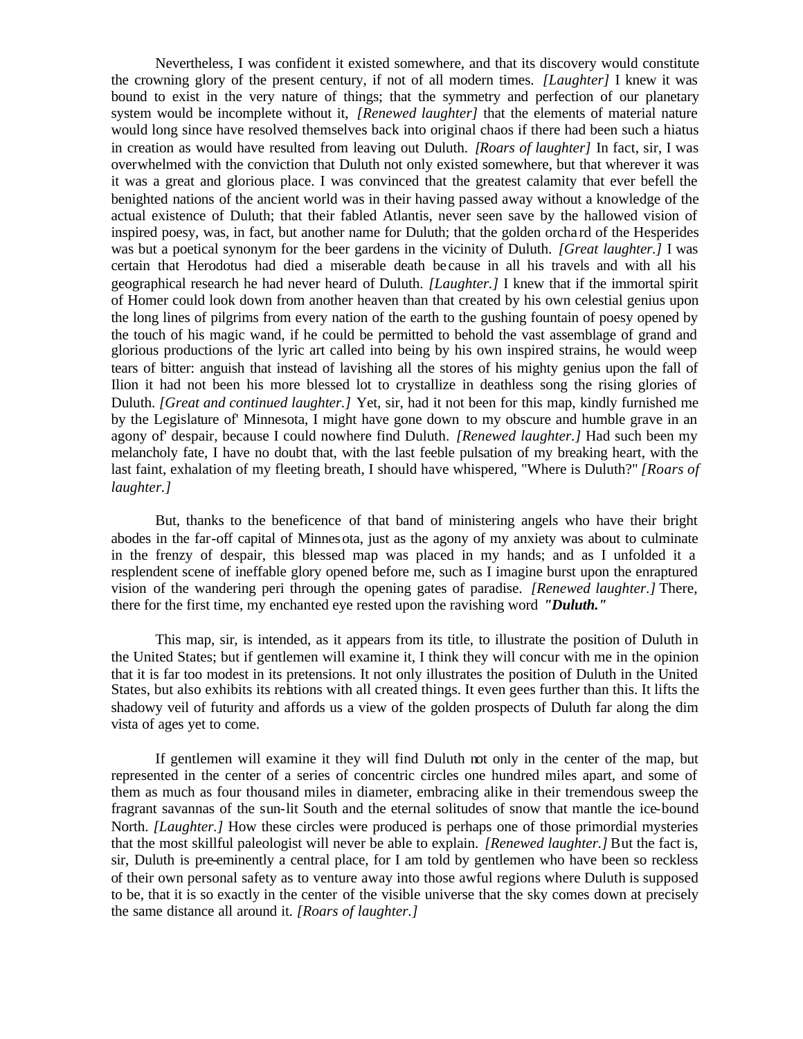Nevertheless, I was confident it existed somewhere, and that its discovery would constitute the crowning glory of the present century, if not of all modern times. *[Laughter]* I knew it was bound to exist in the very nature of things; that the symmetry and perfection of our planetary system would be incomplete without it, *[Renewed laughter]* that the elements of material nature would long since have resolved themselves back into original chaos if there had been such a hiatus in creation as would have resulted from leaving out Duluth. *[Roars of laughter]* In fact, sir, I was overwhelmed with the conviction that Duluth not only existed somewhere, but that wherever it was it was a great and glorious place. I was convinced that the greatest calamity that ever befell the benighted nations of the ancient world was in their having passed away without a knowledge of the actual existence of Duluth; that their fabled Atlantis, never seen save by the hallowed vision of inspired poesy, was, in fact, but another name for Duluth; that the golden orchard of the Hesperides was but a poetical synonym for the beer gardens in the vicinity of Duluth. *[Great laughter.]* I was certain that Herodotus had died a miserable death because in all his travels and with all his geographical research he had never heard of Duluth. *[Laughter.]* I knew that if the immortal spirit of Homer could look down from another heaven than that created by his own celestial genius upon the long lines of pilgrims from every nation of the earth to the gushing fountain of poesy opened by the touch of his magic wand, if he could be permitted to behold the vast assemblage of grand and glorious productions of the lyric art called into being by his own inspired strains, he would weep tears of bitter: anguish that instead of lavishing all the stores of his mighty genius upon the fall of Ilion it had not been his more blessed lot to crystallize in deathless song the rising glories of Duluth. *[Great and continued laughter.]* Yet, sir, had it not been for this map, kindly furnished me by the Legislature of' Minnesota, I might have gone down to my obscure and humble grave in an agony of' despair, because I could nowhere find Duluth. *[Renewed laughter.]* Had such been my melancholy fate, I have no doubt that, with the last feeble pulsation of my breaking heart, with the last faint, exhalation of my fleeting breath, I should have whispered, "Where is Duluth?" *[Roars of laughter.]*

But, thanks to the beneficence of that band of ministering angels who have their bright abodes in the far-off capital of Minnesota, just as the agony of my anxiety was about to culminate in the frenzy of despair, this blessed map was placed in my hands; and as I unfolded it a resplendent scene of ineffable glory opened before me, such as I imagine burst upon the enraptured vision of the wandering peri through the opening gates of paradise. *[Renewed laughter.]* There, there for the first time, my enchanted eye rested upon the ravishing word ***"Duluth."***

This map, sir, is intended, as it appears from its title, to illustrate the position of Duluth in the United States; but if gentlemen will examine it, I think they will concur with me in the opinion that it is far too modest in its pretensions. It not only illustrates the position of Duluth in the United States, but also exhibits its relations with all created things. It even gees further than this. It lifts the shadowy veil of futurity and affords us a view of the golden prospects of Duluth far along the dim vista of ages yet to come.

If gentlemen will examine it they will find Duluth not only in the center of the map, but represented in the center of a series of concentric circles one hundred miles apart, and some of them as much as four thousand miles in diameter, embracing alike in their tremendous sweep the fragrant savannas of the sun-lit South and the eternal solitudes of snow that mantle the ice-bound North. *[Laughter.]* How these circles were produced is perhaps one of those primordial mysteries that the most skillful paleologist will never be able to explain. *[Renewed laughter.]* But the fact is, sir, Duluth is pre-eminently a central place, for I am told by gentlemen who have been so reckless of their own personal safety as to venture away into those awful regions where Duluth is supposed to be, that it is so exactly in the center of the visible universe that the sky comes down at precisely the same distance all around it. *[Roars of laughter.]*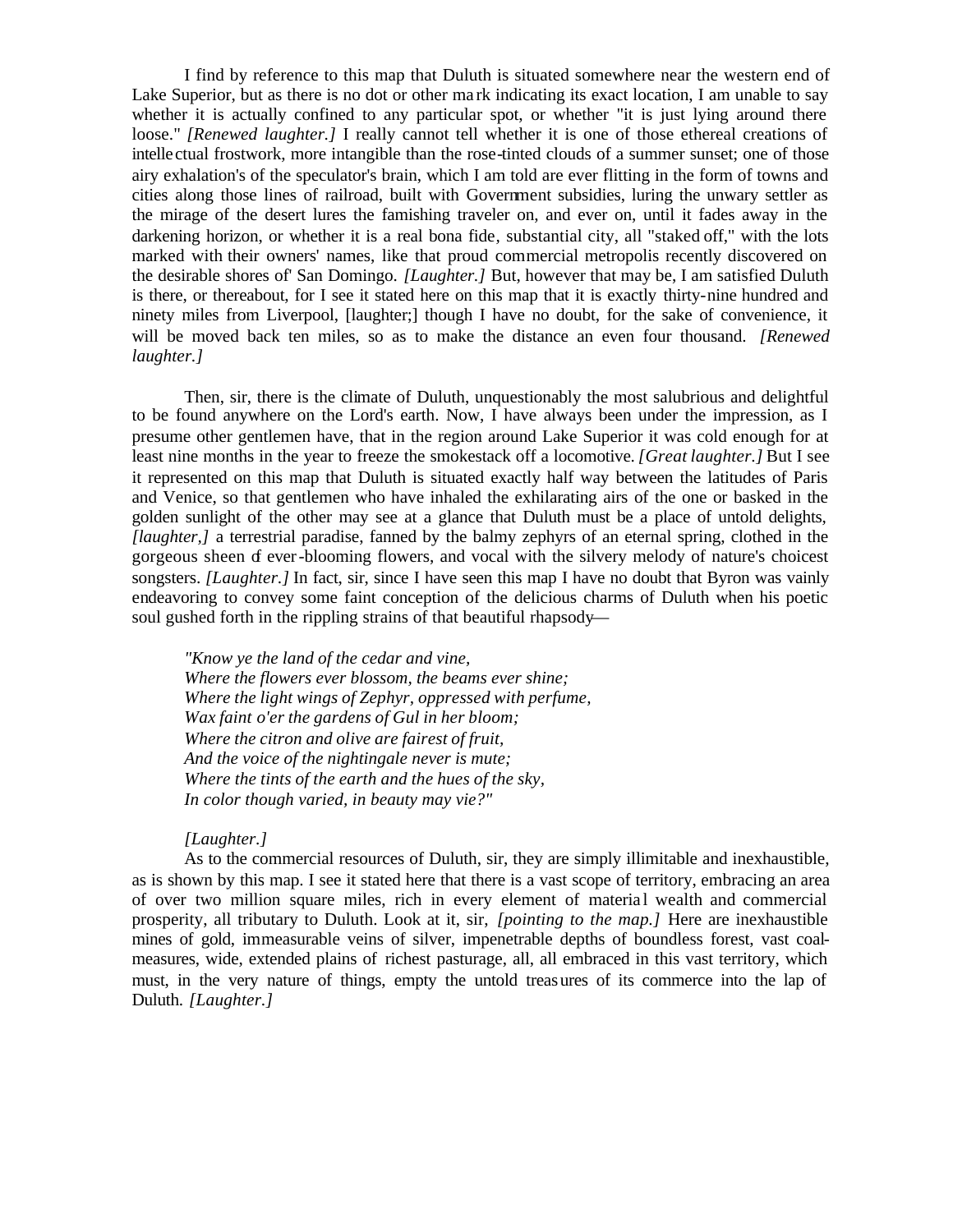I find by reference to this map that Duluth is situated somewhere near the western end of Lake Superior, but as there is no dot or other mark indicating its exact location, I am unable to say whether it is actually confined to any particular spot, or whether "it is just lying around there loose." *[Renewed laughter.]* I really cannot tell whether it is one of those ethereal creations of intellectual frostwork, more intangible than the rose-tinted clouds of a summer sunset; one of those airy exhalation's of the speculator's brain, which I am told are ever flitting in the form of towns and cities along those lines of railroad, built with Government subsidies, luring the unwary settler as the mirage of the desert lures the famishing traveler on, and ever on, until it fades away in the darkening horizon, or whether it is a real bona fide, substantial city, all "staked off," with the lots marked with their owners' names, like that proud commercial metropolis recently discovered on the desirable shores of' San Domingo. *[Laughter.]* But, however that may be, I am satisfied Duluth is there, or thereabout, for I see it stated here on this map that it is exactly thirty-nine hundred and ninety miles from Liverpool, [laughter;] though I have no doubt, for the sake of convenience, it will be moved back ten miles, so as to make the distance an even four thousand. *[Renewed laughter.]*

Then, sir, there is the climate of Duluth, unquestionably the most salubrious and delightful to be found anywhere on the Lord's earth. Now, I have always been under the impression, as I presume other gentlemen have, that in the region around Lake Superior it was cold enough for at least nine months in the year to freeze the smokestack off a locomotive. *[Great laughter.]* But I see it represented on this map that Duluth is situated exactly half way between the latitudes of Paris and Venice, so that gentlemen who have inhaled the exhilarating airs of the one or basked in the golden sunlight of the other may see at a glance that Duluth must be a place of untold delights, *[laughter,]* a terrestrial paradise, fanned by the balmy zephyrs of an eternal spring, clothed in the gorgeous sheen of ever-blooming flowers, and vocal with the silvery melody of nature's choicest songsters. *[Laughter.]* In fact, sir, since I have seen this map I have no doubt that Byron was vainly endeavoring to convey some faint conception of the delicious charms of Duluth when his poetic soul gushed forth in the rippling strains of that beautiful rhapsody—

*"Know ye the land of the cedar and vine,*
*Where the flowers ever blossom, the beams ever shine;*
*Where the light wings of Zephyr, oppressed with perfume,*
*Wax faint o'er the gardens of Gul in her bloom;*
*Where the citron and olive are fairest of fruit,*
*And the voice of the nightingale never is mute;*
*Where the tints of the earth and the hues of the sky,*
*In color though varied, in beauty may vie?"*

*[Laughter.]*

As to the commercial resources of Duluth, sir, they are simply illimitable and inexhaustible, as is shown by this map. I see it stated here that there is a vast scope of territory, embracing an area of over two million square miles, rich in every element of material wealth and commercial prosperity, all tributary to Duluth. Look at it, sir, *[pointing to the map.]* Here are inexhaustible mines of gold, immeasurable veins of silver, impenetrable depths of boundless forest, vast coal-measures, wide, extended plains of richest pasturage, all, all embraced in this vast territory, which must, in the very nature of things, empty the untold treasures of its commerce into the lap of Duluth. *[Laughter.]*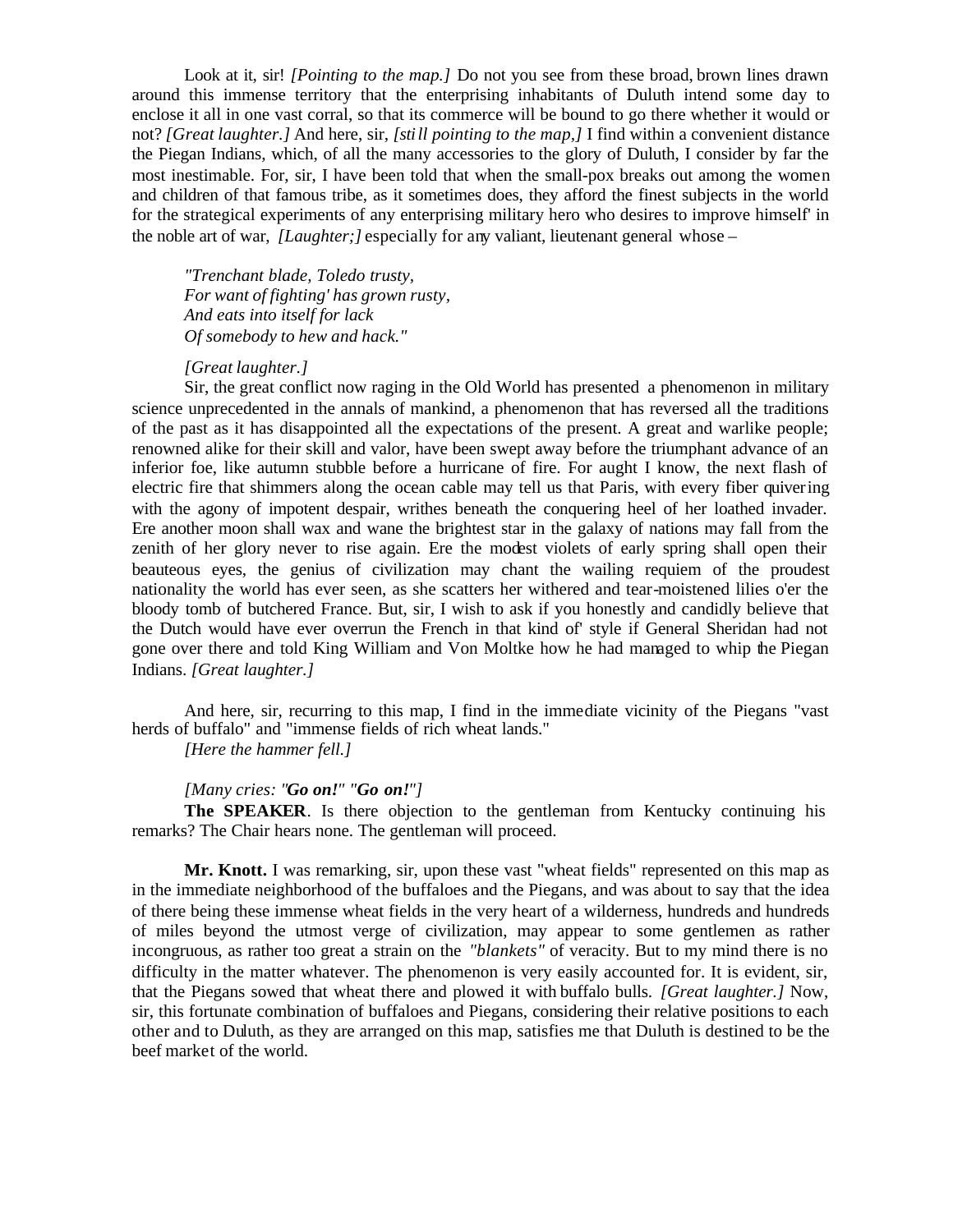Look at it, sir! *[Pointing to the map.]* Do not you see from these broad, brown lines drawn around this immense territory that the enterprising inhabitants of Duluth intend some day to enclose it all in one vast corral, so that its commerce will be bound to go there whether it would or not? *[Great laughter.]* And here, sir, *[still pointing to the map,]* I find within a convenient distance the Piegan Indians, which, of all the many accessories to the glory of Duluth, I consider by far the most inestimable. For, sir, I have been told that when the small-pox breaks out among the women and children of that famous tribe, as it sometimes does, they afford the finest subjects in the world for the strategical experiments of any enterprising military hero who desires to improve himself' in the noble art of war, *[Laughter;]* especially for any valiant, lieutenant general whose –

> *"Trenchant blade, Toledo trusty,*
> *For want of fighting' has grown rusty,*
> *And eats into itself for lack*
> *Of somebody to hew and hack."*

*[Great laughter.]*

Sir, the great conflict now raging in the Old World has presented a phenomenon in military science unprecedented in the annals of mankind, a phenomenon that has reversed all the traditions of the past as it has disappointed all the expectations of the present. A great and warlike people; renowned alike for their skill and valor, have been swept away before the triumphant advance of an inferior foe, like autumn stubble before a hurricane of fire. For aught I know, the next flash of electric fire that shimmers along the ocean cable may tell us that Paris, with every fiber quivering with the agony of impotent despair, writhes beneath the conquering heel of her loathed invader. Ere another moon shall wax and wane the brightest star in the galaxy of nations may fall from the zenith of her glory never to rise again. Ere the modest violets of early spring shall open their beauteous eyes, the genius of civilization may chant the wailing requiem of the proudest nationality the world has ever seen, as she scatters her withered and tear-moistened lilies o'er the bloody tomb of butchered France. But, sir, I wish to ask if you honestly and candidly believe that the Dutch would have ever overrun the French in that kind of' style if General Sheridan had not gone over there and told King William and Von Moltke how he had managed to whip the Piegan Indians. *[Great laughter.]*

And here, sir, recurring to this map, I find in the immediate vicinity of the Piegans "vast herds of buffalo" and "immense fields of rich wheat lands."

*[Here the hammer fell.]*

*[Many cries: "**Go on!**" "**Go on!**"]*

**The SPEAKER**. Is there objection to the gentleman from Kentucky continuing his remarks? The Chair hears none. The gentleman will proceed.

**Mr. Knott.** I was remarking, sir, upon these vast "wheat fields" represented on this map as in the immediate neighborhood of the buffaloes and the Piegans, and was about to say that the idea of there being these immense wheat fields in the very heart of a wilderness, hundreds and hundreds of miles beyond the utmost verge of civilization, may appear to some gentlemen as rather incongruous, as rather too great a strain on the *"blankets"* of veracity. But to my mind there is no difficulty in the matter whatever. The phenomenon is very easily accounted for. It is evident, sir, that the Piegans sowed that wheat there and plowed it with buffalo bulls. *[Great laughter.]* Now, sir, this fortunate combination of buffaloes and Piegans, considering their relative positions to each other and to Duluth, as they are arranged on this map, satisfies me that Duluth is destined to be the beef market of the world.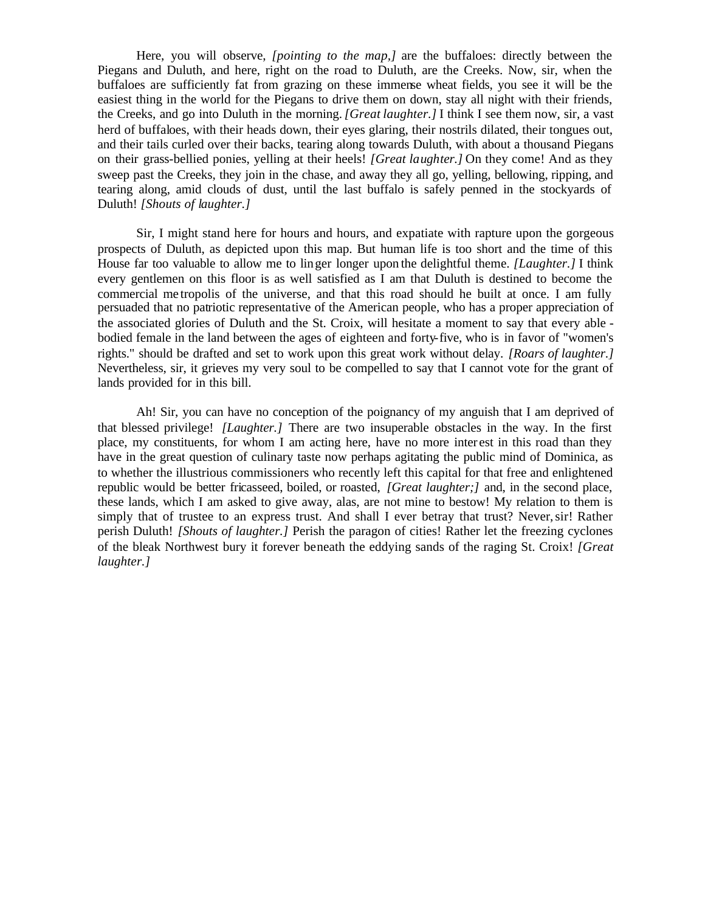Here, you will observe, *[pointing to the map,]* are the buffaloes: directly between the Piegans and Duluth, and here, right on the road to Duluth, are the Creeks. Now, sir, when the buffaloes are sufficiently fat from grazing on these immense wheat fields, you see it will be the easiest thing in the world for the Piegans to drive them on down, stay all night with their friends, the Creeks, and go into Duluth in the morning. *[Great laughter.]* I think I see them now, sir, a vast herd of buffaloes, with their heads down, their eyes glaring, their nostrils dilated, their tongues out, and their tails curled over their backs, tearing along towards Duluth, with about a thousand Piegans on their grass-bellied ponies, yelling at their heels! *[Great laughter.]* On they come! And as they sweep past the Creeks, they join in the chase, and away they all go, yelling, bellowing, ripping, and tearing along, amid clouds of dust, until the last buffalo is safely penned in the stockyards of Duluth! *[Shouts of laughter.]*

Sir, I might stand here for hours and hours, and expatiate with rapture upon the gorgeous prospects of Duluth, as depicted upon this map. But human life is too short and the time of this House far too valuable to allow me to linger longer upon the delightful theme. *[Laughter.]* I think every gentlemen on this floor is as well satisfied as I am that Duluth is destined to become the commercial metropolis of the universe, and that this road should he built at once. I am fully persuaded that no patriotic representative of the American people, who has a proper appreciation of the associated glories of Duluth and the St. Croix, will hesitate a moment to say that every able-bodied female in the land between the ages of eighteen and forty-five, who is in favor of "women's rights." should be drafted and set to work upon this great work without delay. *[Roars of laughter.]* Nevertheless, sir, it grieves my very soul to be compelled to say that I cannot vote for the grant of lands provided for in this bill.

Ah! Sir, you can have no conception of the poignancy of my anguish that I am deprived of that blessed privilege! *[Laughter.]* There are two insuperable obstacles in the way. In the first place, my constituents, for whom I am acting here, have no more interest in this road than they have in the great question of culinary taste now perhaps agitating the public mind of Dominica, as to whether the illustrious commissioners who recently left this capital for that free and enlightened republic would be better fricasseed, boiled, or roasted, *[Great laughter;]* and, in the second place, these lands, which I am asked to give away, alas, are not mine to bestow! My relation to them is simply that of trustee to an express trust. And shall I ever betray that trust? Never, sir! Rather perish Duluth! *[Shouts of laughter.]* Perish the paragon of cities! Rather let the freezing cyclones of the bleak Northwest bury it forever beneath the eddying sands of the raging St. Croix! *[Great laughter.]*